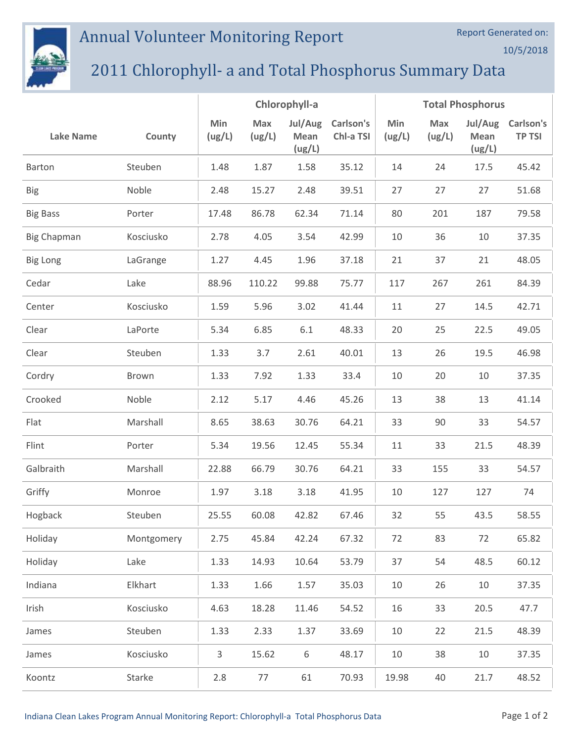# Annual Volunteer Monitoring Report

Report Generated on: 10/5/2018

## 2011 Chlorophyll- a and Total Phosphorus Summary Data

| Lake Name | County | Chlorophyll-a | | | | Total Phosphorus | | | |
|---|---|---|---|---|---|---|---|---|---|
| | | Min (ug/L) | Max (ug/L) | Jul/Aug Mean (ug/L) | Carlson's Chl-a TSI | Min (ug/L) | Max (ug/L) | Jul/Aug Mean (ug/L) | Carlson's TP TSI |
| Barton | Steuben | 1.48 | 1.87 | 1.58 | 35.12 | 14 | 24 | 17.5 | 45.42 |
| Big | Noble | 2.48 | 15.27 | 2.48 | 39.51 | 27 | 27 | 27 | 51.68 |
| Big Bass | Porter | 17.48 | 86.78 | 62.34 | 71.14 | 80 | 201 | 187 | 79.58 |
| Big Chapman | Kosciusko | 2.78 | 4.05 | 3.54 | 42.99 | 10 | 36 | 10 | 37.35 |
| Big Long | LaGrange | 1.27 | 4.45 | 1.96 | 37.18 | 21 | 37 | 21 | 48.05 |
| Cedar | Lake | 88.96 | 110.22 | 99.88 | 75.77 | 117 | 267 | 261 | 84.39 |
| Center | Kosciusko | 1.59 | 5.96 | 3.02 | 41.44 | 11 | 27 | 14.5 | 42.71 |
| Clear | LaPorte | 5.34 | 6.85 | 6.1 | 48.33 | 20 | 25 | 22.5 | 49.05 |
| Clear | Steuben | 1.33 | 3.7 | 2.61 | 40.01 | 13 | 26 | 19.5 | 46.98 |
| Cordry | Brown | 1.33 | 7.92 | 1.33 | 33.4 | 10 | 20 | 10 | 37.35 |
| Crooked | Noble | 2.12 | 5.17 | 4.46 | 45.26 | 13 | 38 | 13 | 41.14 |
| Flat | Marshall | 8.65 | 38.63 | 30.76 | 64.21 | 33 | 90 | 33 | 54.57 |
| Flint | Porter | 5.34 | 19.56 | 12.45 | 55.34 | 11 | 33 | 21.5 | 48.39 |
| Galbraith | Marshall | 22.88 | 66.79 | 30.76 | 64.21 | 33 | 155 | 33 | 54.57 |
| Griffy | Monroe | 1.97 | 3.18 | 3.18 | 41.95 | 10 | 127 | 127 | 74 |
| Hogback | Steuben | 25.55 | 60.08 | 42.82 | 67.46 | 32 | 55 | 43.5 | 58.55 |
| Holiday | Montgomery | 2.75 | 45.84 | 42.24 | 67.32 | 72 | 83 | 72 | 65.82 |
| Holiday | Lake | 1.33 | 14.93 | 10.64 | 53.79 | 37 | 54 | 48.5 | 60.12 |
| Indiana | Elkhart | 1.33 | 1.66 | 1.57 | 35.03 | 10 | 26 | 10 | 37.35 |
| Irish | Kosciusko | 4.63 | 18.28 | 11.46 | 54.52 | 16 | 33 | 20.5 | 47.7 |
| James | Steuben | 1.33 | 2.33 | 1.37 | 33.69 | 10 | 22 | 21.5 | 48.39 |
| James | Kosciusko | 3 | 15.62 | 6 | 48.17 | 10 | 38 | 10 | 37.35 |
| Koontz | Starke | 2.8 | 77 | 61 | 70.93 | 19.98 | 40 | 21.7 | 48.52 |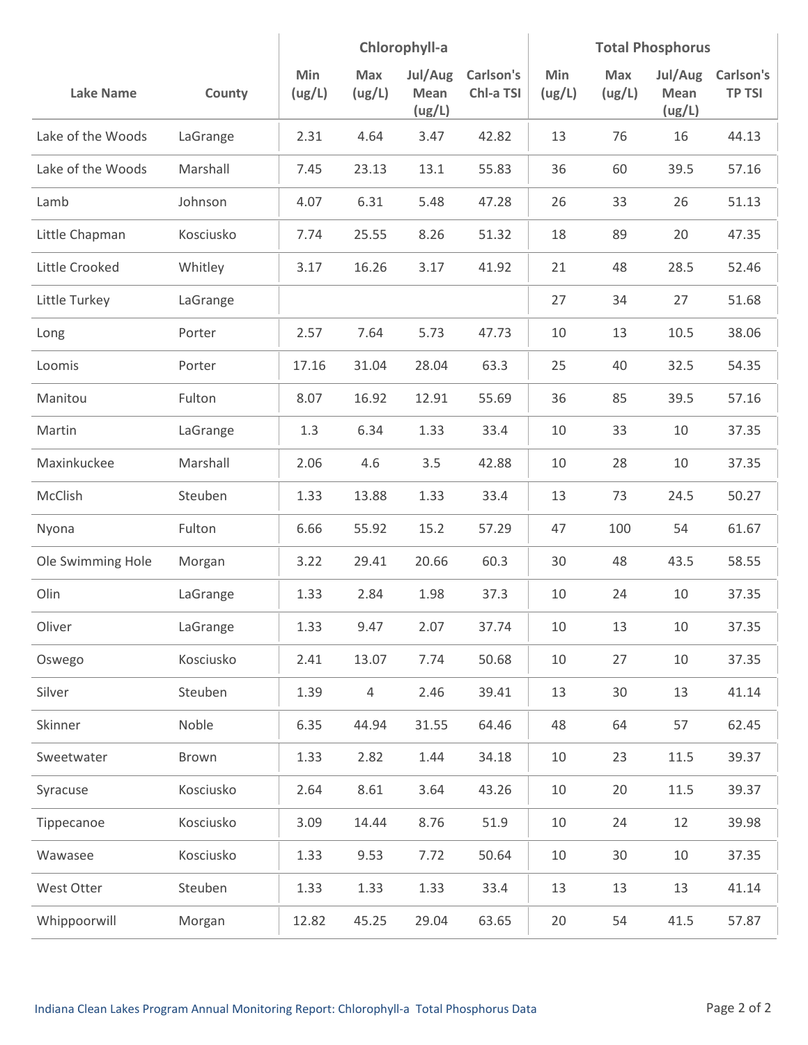| Lake Name | County | Chlorophyll-a | | | | Total Phosphorus | | | |
|---|---|---|---|---|---|---|---|---|---|
| | | Min (ug/L) | Max (ug/L) | Jul/Aug Mean (ug/L) | Carlson's Chl-a TSI | Min (ug/L) | Max (ug/L) | Jul/Aug Mean (ug/L) | Carlson's TP TSI |
| Lake of the Woods | LaGrange | 2.31 | 4.64 | 3.47 | 42.82 | 13 | 76 | 16 | 44.13 |
| Lake of the Woods | Marshall | 7.45 | 23.13 | 13.1 | 55.83 | 36 | 60 | 39.5 | 57.16 |
| Lamb | Johnson | 4.07 | 6.31 | 5.48 | 47.28 | 26 | 33 | 26 | 51.13 |
| Little Chapman | Kosciusko | 7.74 | 25.55 | 8.26 | 51.32 | 18 | 89 | 20 | 47.35 |
| Little Crooked | Whitley | 3.17 | 16.26 | 3.17 | 41.92 | 21 | 48 | 28.5 | 52.46 |
| Little Turkey | LaGrange | | | | | 27 | 34 | 27 | 51.68 |
| Long | Porter | 2.57 | 7.64 | 5.73 | 47.73 | 10 | 13 | 10.5 | 38.06 |
| Loomis | Porter | 17.16 | 31.04 | 28.04 | 63.3 | 25 | 40 | 32.5 | 54.35 |
| Manitou | Fulton | 8.07 | 16.92 | 12.91 | 55.69 | 36 | 85 | 39.5 | 57.16 |
| Martin | LaGrange | 1.3 | 6.34 | 1.33 | 33.4 | 10 | 33 | 10 | 37.35 |
| Maxinkuckee | Marshall | 2.06 | 4.6 | 3.5 | 42.88 | 10 | 28 | 10 | 37.35 |
| McClish | Steuben | 1.33 | 13.88 | 1.33 | 33.4 | 13 | 73 | 24.5 | 50.27 |
| Nyona | Fulton | 6.66 | 55.92 | 15.2 | 57.29 | 47 | 100 | 54 | 61.67 |
| Ole Swimming Hole | Morgan | 3.22 | 29.41 | 20.66 | 60.3 | 30 | 48 | 43.5 | 58.55 |
| Olin | LaGrange | 1.33 | 2.84 | 1.98 | 37.3 | 10 | 24 | 10 | 37.35 |
| Oliver | LaGrange | 1.33 | 9.47 | 2.07 | 37.74 | 10 | 13 | 10 | 37.35 |
| Oswego | Kosciusko | 2.41 | 13.07 | 7.74 | 50.68 | 10 | 27 | 10 | 37.35 |
| Silver | Steuben | 1.39 | 4 | 2.46 | 39.41 | 13 | 30 | 13 | 41.14 |
| Skinner | Noble | 6.35 | 44.94 | 31.55 | 64.46 | 48 | 64 | 57 | 62.45 |
| Sweetwater | Brown | 1.33 | 2.82 | 1.44 | 34.18 | 10 | 23 | 11.5 | 39.37 |
| Syracuse | Kosciusko | 2.64 | 8.61 | 3.64 | 43.26 | 10 | 20 | 11.5 | 39.37 |
| Tippecanoe | Kosciusko | 3.09 | 14.44 | 8.76 | 51.9 | 10 | 24 | 12 | 39.98 |
| Wawasee | Kosciusko | 1.33 | 9.53 | 7.72 | 50.64 | 10 | 30 | 10 | 37.35 |
| West Otter | Steuben | 1.33 | 1.33 | 1.33 | 33.4 | 13 | 13 | 13 | 41.14 |
| Whippoorwill | Morgan | 12.82 | 45.25 | 29.04 | 63.65 | 20 | 54 | 41.5 | 57.87 |